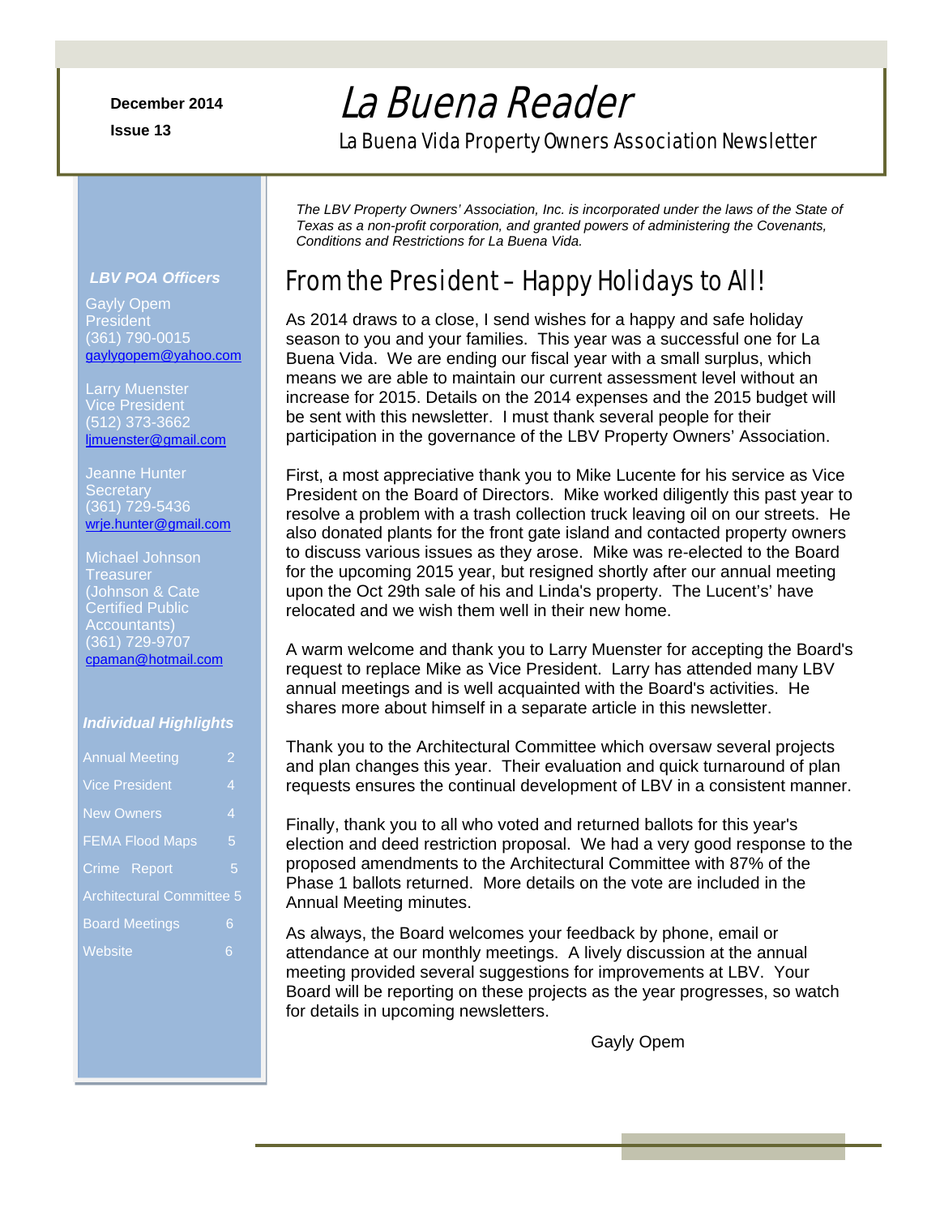December 2014

Issue 13

# La Buena Reader

La Buena Vida Property Owners Association Newsletter

*The LBV Property Owners' Association, Inc. is incorporated under the laws of the State of Texas as a non-profit corporation, and granted powers of administering the Covenants, Conditions and Restrictions for La Buena Vida.*

## From the President – Happy Holidays to All!

As 2014 draws to a close, I send wishes for a happy and safe holiday season to you and your families. This year was a successful one for La Buena Vida. We are ending our fiscal year with a small surplus, which means we are able to maintain our current assessment level without an increase for 2015. Details on the 2014 expenses and the 2015 budget will be sent with this newsletter. I must thank several people for their participation in the governance of the LBV Property Owners' Association.

First, a most appreciative thank you to Mike Lucente for his service as Vice President on the Board of Directors. Mike worked diligently this past year to resolve a problem with a trash collection truck leaving oil on our streets. He also donated plants for the front gate island and contacted property owners to discuss various issues as they arose. Mike was re-elected to the Board for the upcoming 2015 year, but resigned shortly after our annual meeting upon the Oct 29th sale of his and Linda's property. The Lucent's' have relocated and we wish them well in their new home.

A warm welcome and thank you to Larry Muenster for accepting the Board's request to replace Mike as Vice President. Larry has attended many LBV annual meetings and is well acquainted with the Board's activities. He shares more about himself in a separate article in this newsletter.

Thank you to the Architectural Committee which oversaw several projects and plan changes this year. Their evaluation and quick turnaround of plan requests ensures the continual development of LBV in a consistent manner.

Finally, thank you to all who voted and returned ballots for this year's election and deed restriction proposal. We had a very good response to the proposed amendments to the Architectural Committee with 87% of the Phase 1 ballots returned. More details on the vote are included in the Annual Meeting minutes.

As always, the Board welcomes your feedback by phone, email or attendance at our monthly meetings. A lively discussion at the annual meeting provided several suggestions for improvements at LBV. Your Board will be reporting on these projects as the year progresses, so watch for details in upcoming newsletters.

Gayly Opem

### *LBV POA Officers*

Gayly Opem
President
(361) 790-0015
gaylygopem@yahoo.com

Larry Muenster
Vice President
(512) 373-3662
ljmuenster@gmail.com

Jeanne Hunter
Secretary
(361) 729-5436
wrje.hunter@gmail.com

Michael Johnson
Treasurer
(Johnson & Cate Certified Public Accountants)
(361) 729-9707
cpaman@hotmail.com

### *Individual Highlights*

| | |
|---|---|
| Annual Meeting | 2 |
| Vice President | 4 |
| New Owners | 4 |
| FEMA Flood Maps | 5 |
| Crime Report | 5 |
| Architectural Committee | 5 |
| Board Meetings | 6 |
| Website | 6 |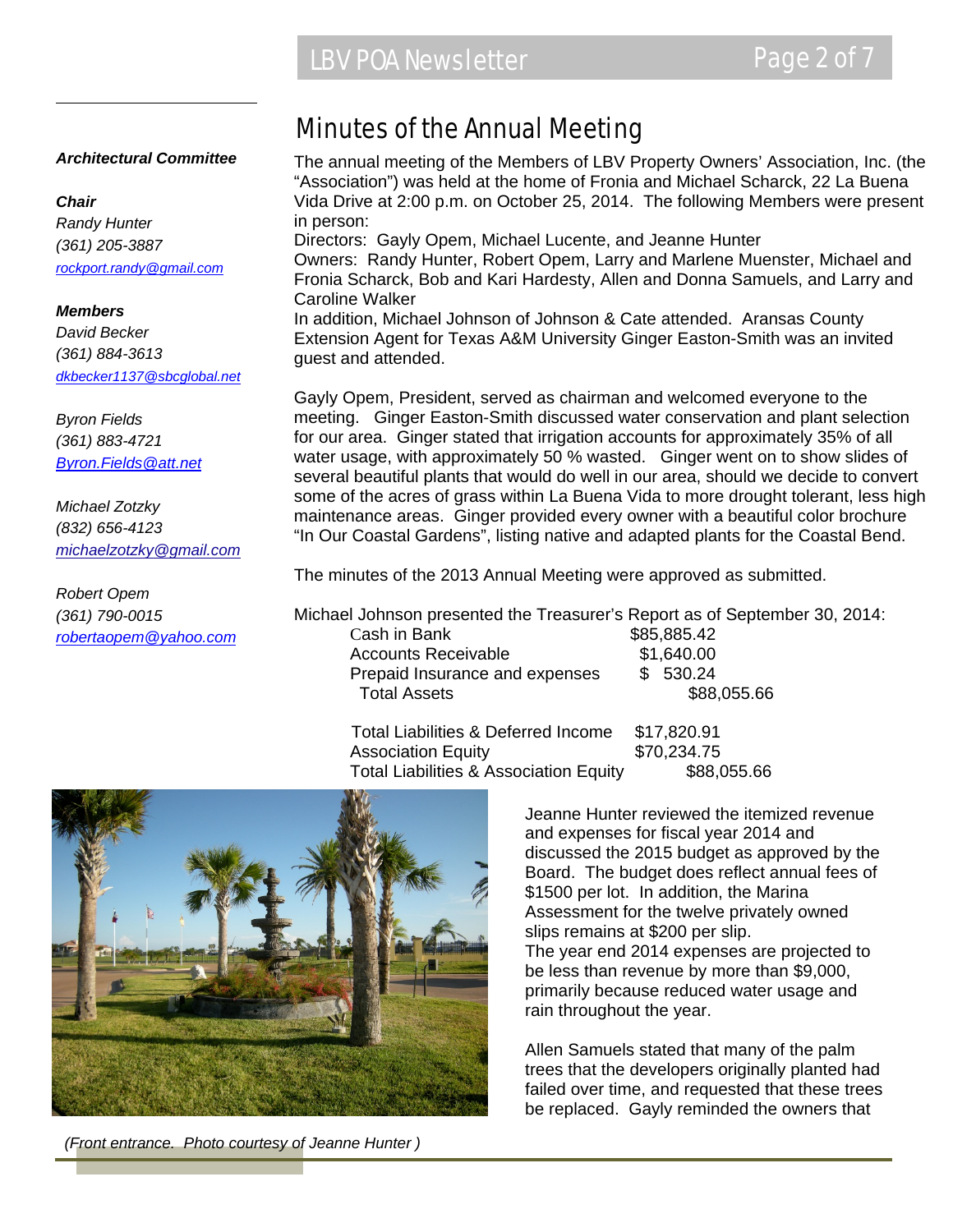**_Architectural Committee_**

**_Chair_**
*Randy Hunter*
*(361) 205-3887*
*rockport.randy@gmail.com*

**_Members_**
*David Becker*
*(361) 884-3613*
*dkbecker1137@sbcglobal.net*

*Byron Fields*
*(361) 883-4721*
*Byron.Fields@att.net*

*Michael Zotzky*
*(832) 656-4123*
*michaelzotzky@gmail.com*

*Robert Opem*
*(361) 790-0015*
*robertaopem@yahoo.com*

# Minutes of the Annual Meeting

The annual meeting of the Members of LBV Property Owners' Association, Inc. (the "Association") was held at the home of Fronia and Michael Scharck, 22 La Buena Vida Drive at 2:00 p.m. on October 25, 2014. The following Members were present in person:

Directors: Gayly Opem, Michael Lucente, and Jeanne Hunter

Owners: Randy Hunter, Robert Opem, Larry and Marlene Muenster, Michael and Fronia Scharck, Bob and Kari Hardesty, Allen and Donna Samuels, and Larry and Caroline Walker

In addition, Michael Johnson of Johnson & Cate attended. Aransas County Extension Agent for Texas A&M University Ginger Easton-Smith was an invited guest and attended.

Gayly Opem, President, served as chairman and welcomed everyone to the meeting. Ginger Easton-Smith discussed water conservation and plant selection for our area. Ginger stated that irrigation accounts for approximately 35% of all water usage, with approximately 50 % wasted. Ginger went on to show slides of several beautiful plants that would do well in our area, should we decide to convert some of the acres of grass within La Buena Vida to more drought tolerant, less high maintenance areas. Ginger provided every owner with a beautiful color brochure "In Our Coastal Gardens", listing native and adapted plants for the Coastal Bend.

The minutes of the 2013 Annual Meeting were approved as submitted.

Michael Johnson presented the Treasurer's Report as of September 30, 2014:

| | | |
|---|---|---|
| Cash in Bank | $85,885.42 | |
| Accounts Receivable | $1,640.00 | |
| Prepaid Insurance and expenses | $ 530.24 | |
| Total Assets | | $88,055.66 |
| | | |
| Total Liabilities & Deferred Income | $17,820.91 | |
| Association Equity | $70,234.75 | |
| Total Liabilities & Association Equity | | $88,055.66 |

*(Front entrance. Photo courtesy of Jeanne Hunter )*

Jeanne Hunter reviewed the itemized revenue and expenses for fiscal year 2014 and discussed the 2015 budget as approved by the Board. The budget does reflect annual fees of $1500 per lot. In addition, the Marina Assessment for the twelve privately owned slips remains at $200 per slip.

The year end 2014 expenses are projected to be less than revenue by more than $9,000, primarily because reduced water usage and rain throughout the year.

Allen Samuels stated that many of the palm trees that the developers originally planted had failed over time, and requested that these trees be replaced. Gayly reminded the owners that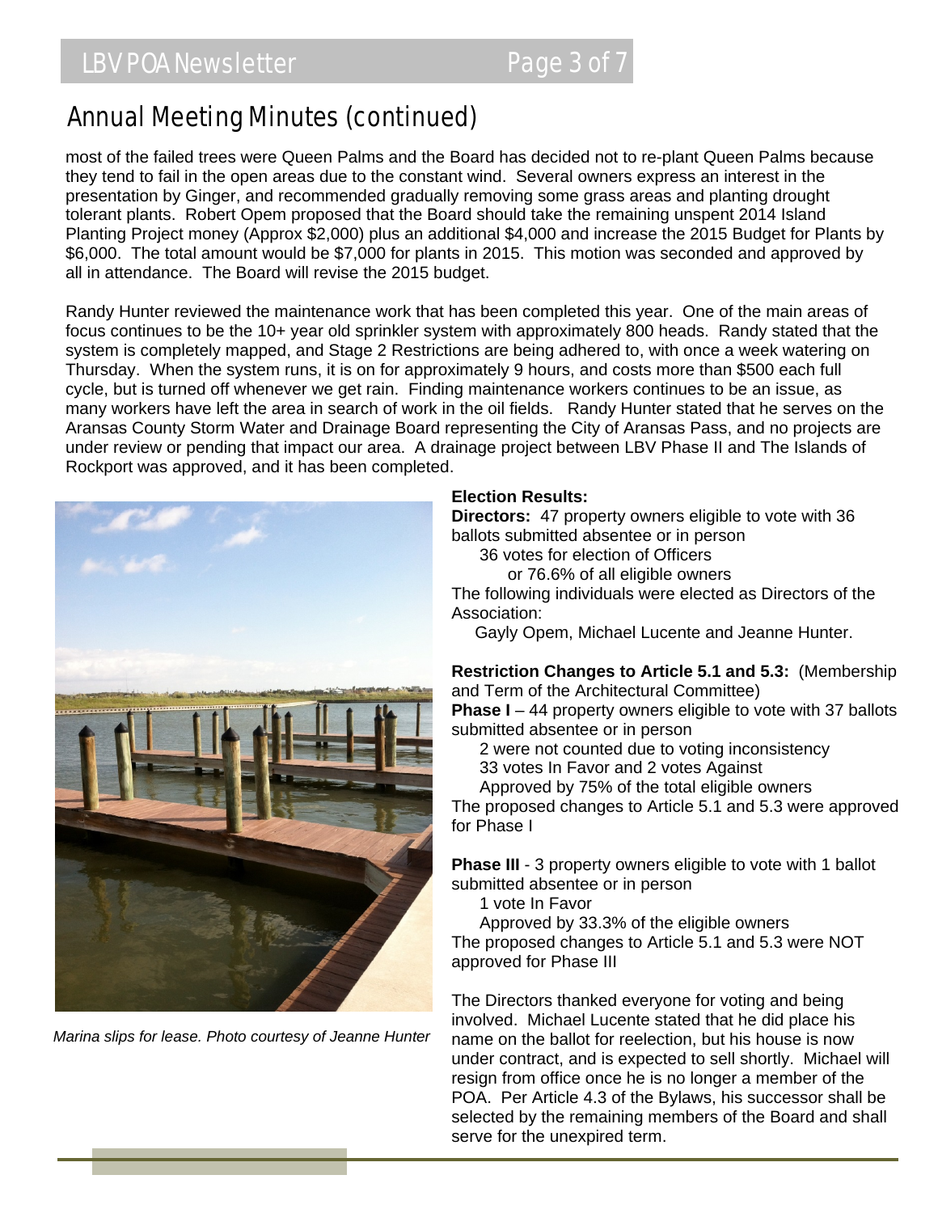## Annual Meeting Minutes (continued)

most of the failed trees were Queen Palms and the Board has decided not to re-plant Queen Palms because they tend to fail in the open areas due to the constant wind. Several owners express an interest in the presentation by Ginger, and recommended gradually removing some grass areas and planting drought tolerant plants. Robert Opem proposed that the Board should take the remaining unspent 2014 Island Planting Project money (Approx $2,000) plus an additional $4,000 and increase the 2015 Budget for Plants by $6,000. The total amount would be $7,000 for plants in 2015. This motion was seconded and approved by all in attendance. The Board will revise the 2015 budget.

Randy Hunter reviewed the maintenance work that has been completed this year. One of the main areas of focus continues to be the 10+ year old sprinkler system with approximately 800 heads. Randy stated that the system is completely mapped, and Stage 2 Restrictions are being adhered to, with once a week watering on Thursday. When the system runs, it is on for approximately 9 hours, and costs more than $500 each full cycle, but is turned off whenever we get rain. Finding maintenance workers continues to be an issue, as many workers have left the area in search of work in the oil fields. Randy Hunter stated that he serves on the Aransas County Storm Water and Drainage Board representing the City of Aransas Pass, and no projects are under review or pending that impact our area. A drainage project between LBV Phase II and The Islands of Rockport was approved, and it has been completed.

*Marina slips for lease. Photo courtesy of Jeanne Hunter*

**Election Results:**

**Directors:** 47 property owners eligible to vote with 36 ballots submitted absentee or in person

36 votes for election of Officers

or 76.6% of all eligible owners

The following individuals were elected as Directors of the Association:

Gayly Opem, Michael Lucente and Jeanne Hunter.

**Restriction Changes to Article 5.1 and 5.3:** (Membership and Term of the Architectural Committee)

**Phase I** – 44 property owners eligible to vote with 37 ballots submitted absentee or in person

2 were not counted due to voting inconsistency

33 votes In Favor and 2 votes Against

Approved by 75% of the total eligible owners

The proposed changes to Article 5.1 and 5.3 were approved for Phase I

**Phase III** - 3 property owners eligible to vote with 1 ballot submitted absentee or in person

1 vote In Favor

Approved by 33.3% of the eligible owners

The proposed changes to Article 5.1 and 5.3 were NOT approved for Phase III

The Directors thanked everyone for voting and being involved. Michael Lucente stated that he did place his name on the ballot for reelection, but his house is now under contract, and is expected to sell shortly. Michael will resign from office once he is no longer a member of the POA. Per Article 4.3 of the Bylaws, his successor shall be selected by the remaining members of the Board and shall serve for the unexpired term.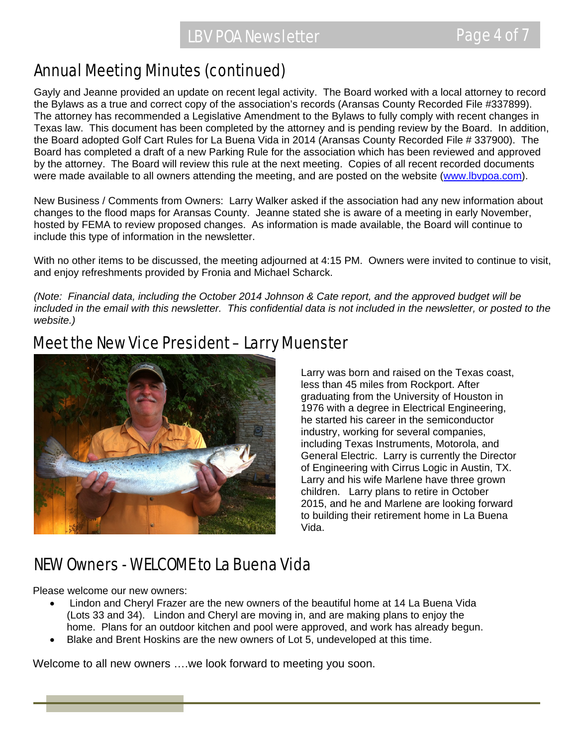## Annual Meeting Minutes (continued)

Gayly and Jeanne provided an update on recent legal activity. The Board worked with a local attorney to record the Bylaws as a true and correct copy of the association's records (Aransas County Recorded File #337899). The attorney has recommended a Legislative Amendment to the Bylaws to fully comply with recent changes in Texas law. This document has been completed by the attorney and is pending review by the Board. In addition, the Board adopted Golf Cart Rules for La Buena Vida in 2014 (Aransas County Recorded File # 337900). The Board has completed a draft of a new Parking Rule for the association which has been reviewed and approved by the attorney. The Board will review this rule at the next meeting. Copies of all recent recorded documents were made available to all owners attending the meeting, and are posted on the website (www.lbvpoa.com).

New Business / Comments from Owners: Larry Walker asked if the association had any new information about changes to the flood maps for Aransas County. Jeanne stated she is aware of a meeting in early November, hosted by FEMA to review proposed changes. As information is made available, the Board will continue to include this type of information in the newsletter.

With no other items to be discussed, the meeting adjourned at 4:15 PM. Owners were invited to continue to visit, and enjoy refreshments provided by Fronia and Michael Scharck.

*(Note: Financial data, including the October 2014 Johnson & Cate report, and the approved budget will be included in the email with this newsletter. This confidential data is not included in the newsletter, or posted to the website.)*

## Meet the New Vice President – Larry Muenster

Larry was born and raised on the Texas coast, less than 45 miles from Rockport. After graduating from the University of Houston in 1976 with a degree in Electrical Engineering, he started his career in the semiconductor industry, working for several companies, including Texas Instruments, Motorola, and General Electric. Larry is currently the Director of Engineering with Cirrus Logic in Austin, TX. Larry and his wife Marlene have three grown children. Larry plans to retire in October 2015, and he and Marlene are looking forward to building their retirement home in La Buena Vida.

## NEW Owners - WELCOME to La Buena Vida

Please welcome our new owners:

- Lindon and Cheryl Frazer are the new owners of the beautiful home at 14 La Buena Vida (Lots 33 and 34). Lindon and Cheryl are moving in, and are making plans to enjoy the home. Plans for an outdoor kitchen and pool were approved, and work has already begun.
- Blake and Brent Hoskins are the new owners of Lot 5, undeveloped at this time.

Welcome to all new owners ….we look forward to meeting you soon.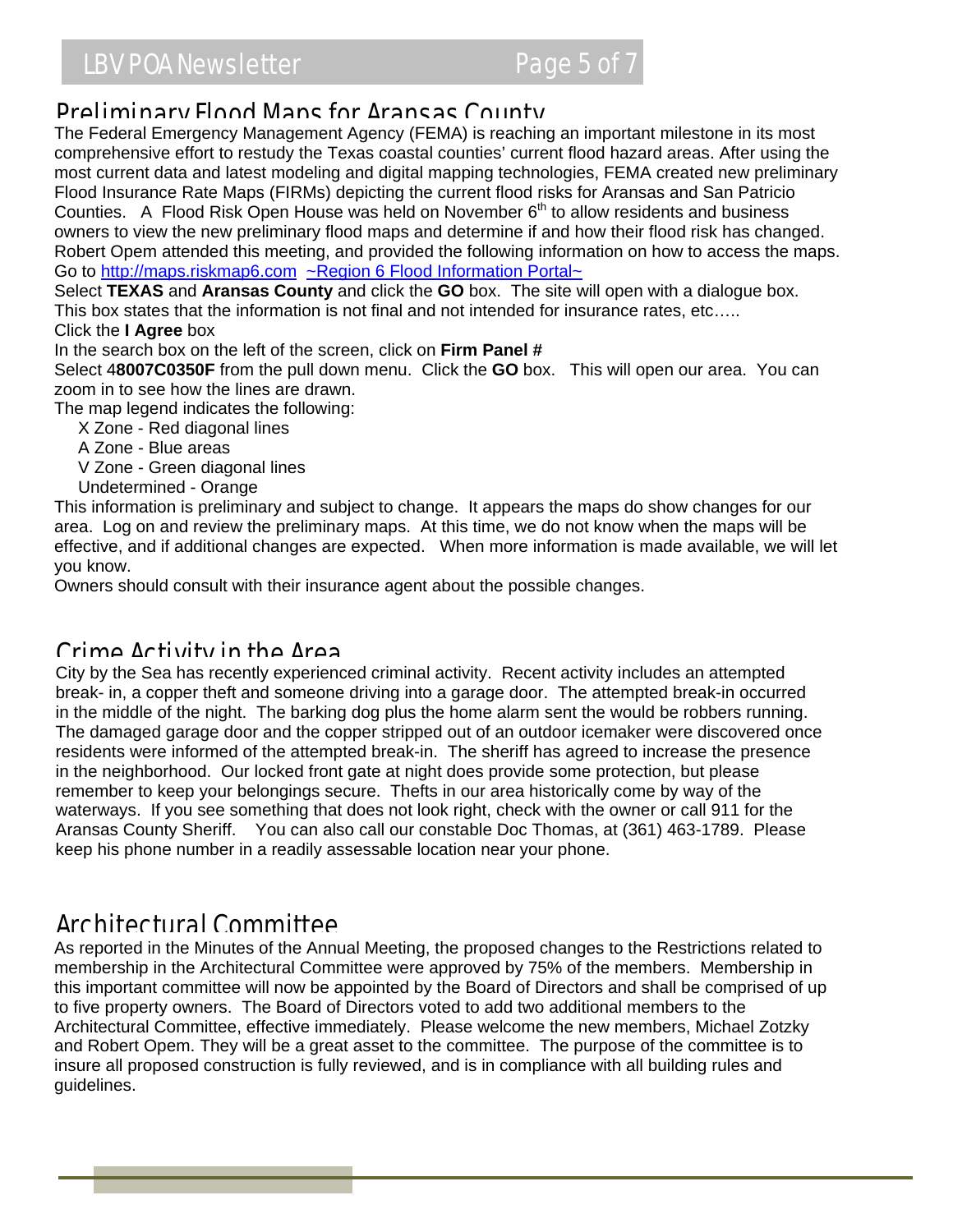## Preliminary Flood Maps for Aransas County

The Federal Emergency Management Agency (FEMA) is reaching an important milestone in its most comprehensive effort to restudy the Texas coastal counties' current flood hazard areas. After using the most current data and latest modeling and digital mapping technologies, FEMA created new preliminary Flood Insurance Rate Maps (FIRMs) depicting the current flood risks for Aransas and San Patricio Counties. A Flood Risk Open House was held on November 6th to allow residents and business owners to view the new preliminary flood maps and determine if and how their flood risk has changed. Robert Opem attended this meeting, and provided the following information on how to access the maps.

Go to [http://maps.riskmap6.com](http://maps.riskmap6.com) [~Region 6 Flood Information Portal~](http://maps.riskmap6.com)

Select **TEXAS** and **Aransas County** and click the **GO** box. The site will open with a dialogue box. This box states that the information is not final and not intended for insurance rates, etc…..

Click the **I Agree** box

In the search box on the left of the screen, click on **Firm Panel #**

Select 4**8007C0350F** from the pull down menu. Click the **GO** box. This will open our area. You can zoom in to see how the lines are drawn.

The map legend indicates the following:

- X Zone - Red diagonal lines
- A Zone - Blue areas
- V Zone - Green diagonal lines
- Undetermined - Orange

This information is preliminary and subject to change. It appears the maps do show changes for our area. Log on and review the preliminary maps. At this time, we do not know when the maps will be effective, and if additional changes are expected. When more information is made available, we will let you know.

Owners should consult with their insurance agent about the possible changes.

## Crime Activity in the Area

City by the Sea has recently experienced criminal activity. Recent activity includes an attempted break- in, a copper theft and someone driving into a garage door. The attempted break-in occurred in the middle of the night. The barking dog plus the home alarm sent the would be robbers running. The damaged garage door and the copper stripped out of an outdoor icemaker were discovered once residents were informed of the attempted break-in. The sheriff has agreed to increase the presence in the neighborhood. Our locked front gate at night does provide some protection, but please remember to keep your belongings secure. Thefts in our area historically come by way of the waterways. If you see something that does not look right, check with the owner or call 911 for the Aransas County Sheriff. You can also call our constable Doc Thomas, at (361) 463-1789. Please keep his phone number in a readily assessable location near your phone.

## Architectural Committee

As reported in the Minutes of the Annual Meeting, the proposed changes to the Restrictions related to membership in the Architectural Committee were approved by 75% of the members. Membership in this important committee will now be appointed by the Board of Directors and shall be comprised of up to five property owners. The Board of Directors voted to add two additional members to the Architectural Committee, effective immediately. Please welcome the new members, Michael Zotzky and Robert Opem. They will be a great asset to the committee. The purpose of the committee is to insure all proposed construction is fully reviewed, and is in compliance with all building rules and guidelines.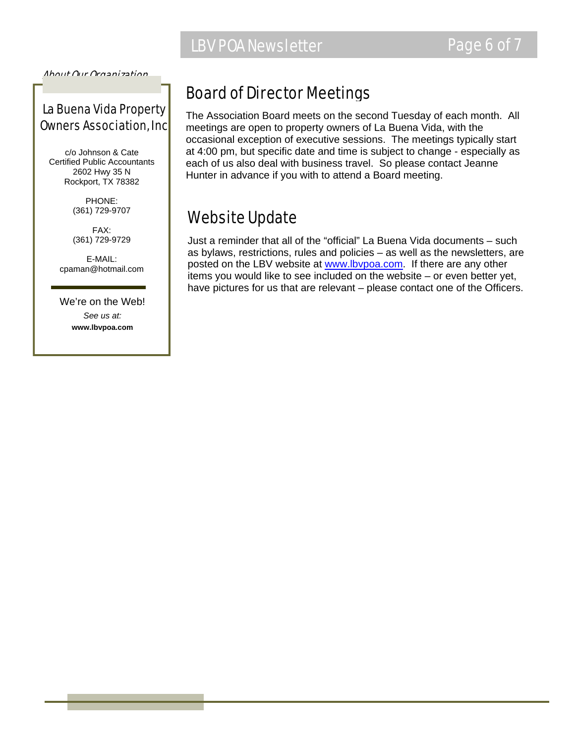*About Our Organization*

## La Buena Vida Property Owners Association, Inc

c/o Johnson & Cate
Certified Public Accountants
2602 Hwy 35 N
Rockport, TX 78382

PHONE:
(361) 729-9707

FAX:
(361) 729-9729

E-MAIL:
cpaman@hotmail.com

We're on the Web!

*See us at:*

**www.lbvpoa.com**

# Board of Director Meetings

The Association Board meets on the second Tuesday of each month. All meetings are open to property owners of La Buena Vida, with the occasional exception of executive sessions. The meetings typically start at 4:00 pm, but specific date and time is subject to change - especially as each of us also deal with business travel. So please contact Jeanne Hunter in advance if you with to attend a Board meeting.

# Website Update

Just a reminder that all of the "official" La Buena Vida documents – such as bylaws, restrictions, rules and policies – as well as the newsletters, are posted on the LBV website at www.lbvpoa.com. If there are any other items you would like to see included on the website – or even better yet, have pictures for us that are relevant – please contact one of the Officers.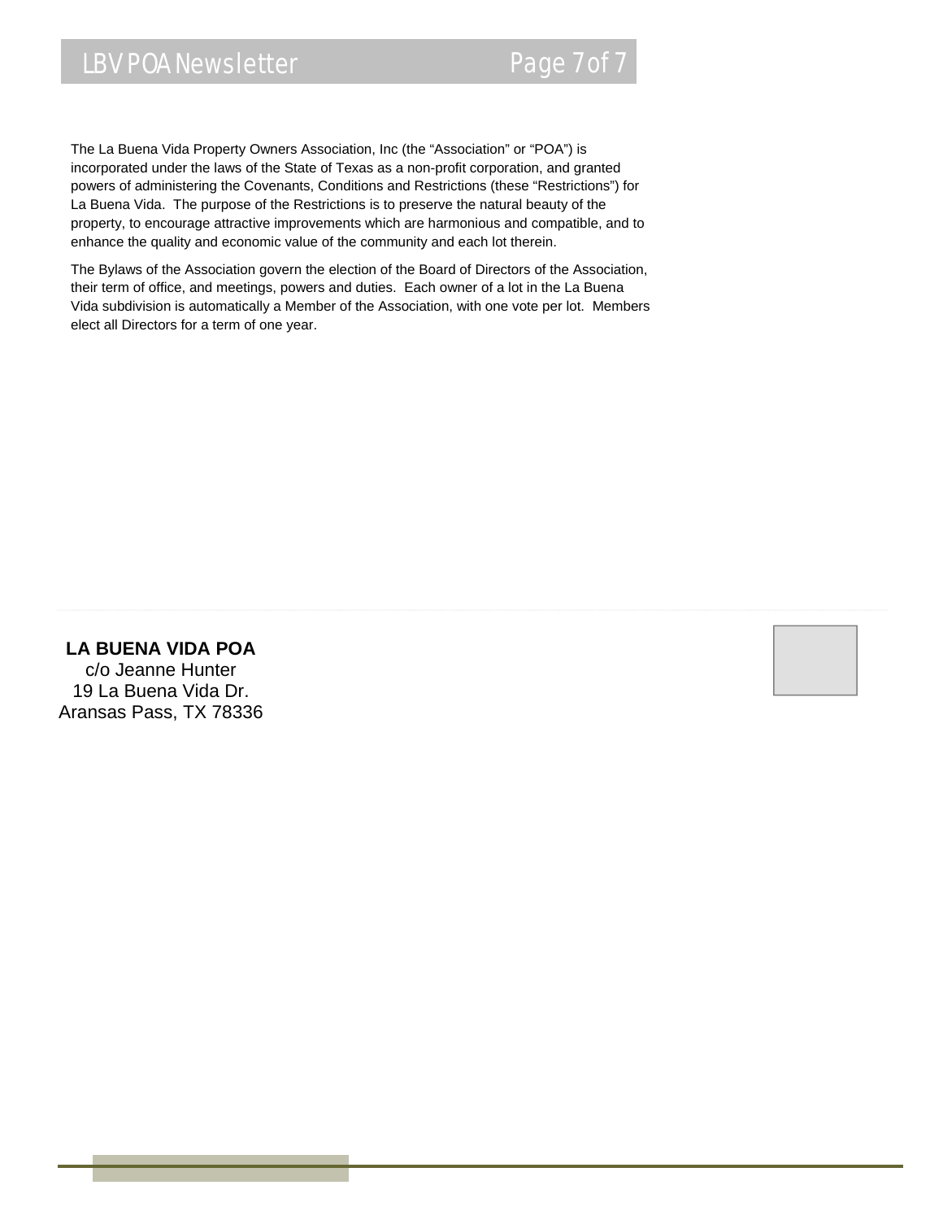The La Buena Vida Property Owners Association, Inc (the "Association" or "POA") is incorporated under the laws of the State of Texas as a non-profit corporation, and granted powers of administering the Covenants, Conditions and Restrictions (these "Restrictions") for La Buena Vida. The purpose of the Restrictions is to preserve the natural beauty of the property, to encourage attractive improvements which are harmonious and compatible, and to enhance the quality and economic value of the community and each lot therein.

The Bylaws of the Association govern the election of the Board of Directors of the Association, their term of office, and meetings, powers and duties. Each owner of a lot in the La Buena Vida subdivision is automatically a Member of the Association, with one vote per lot. Members elect all Directors for a term of one year.

**LA BUENA VIDA POA**
c/o Jeanne Hunter
19 La Buena Vida Dr.
Aransas Pass, TX 78336